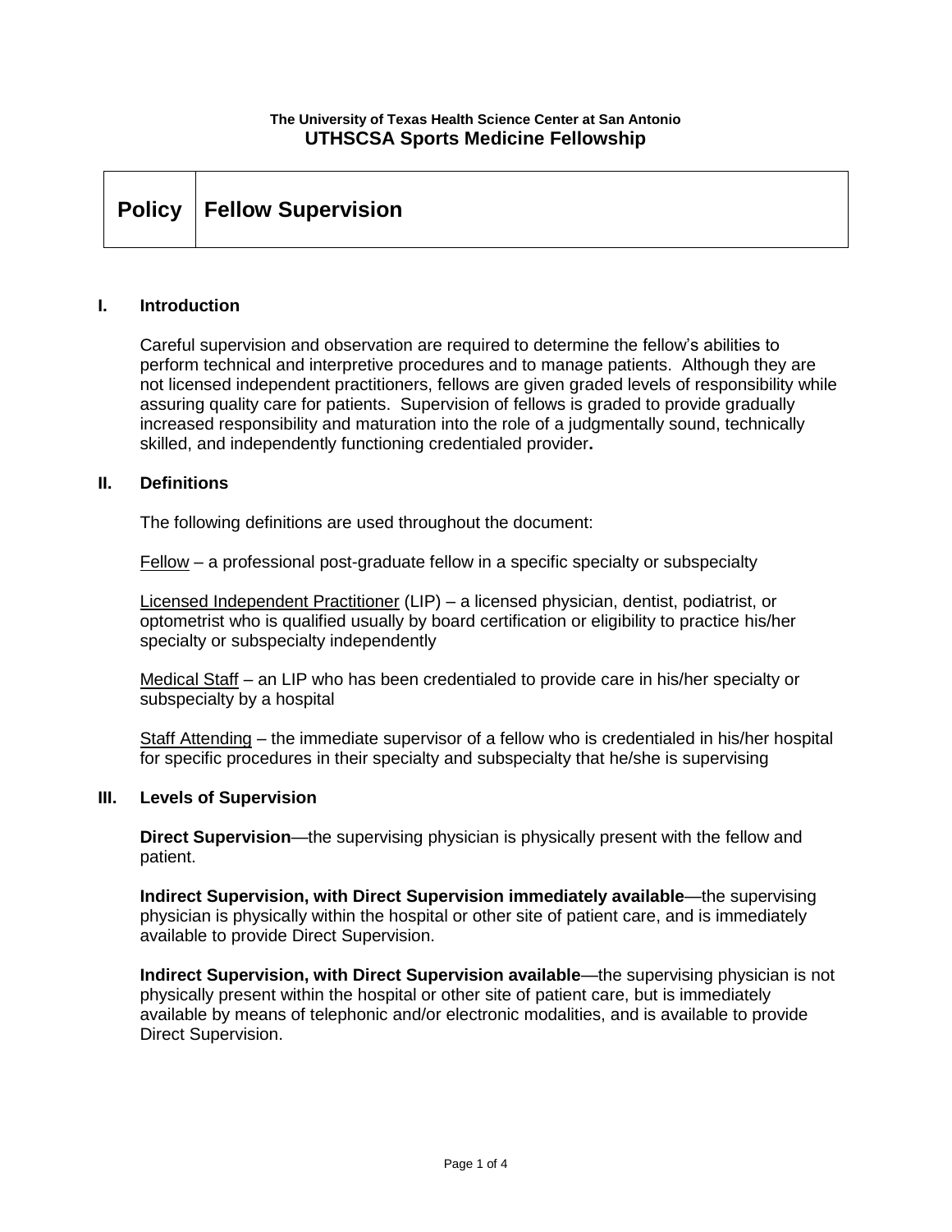**The University of Texas Health Science Center at San Antonio**

**UTHSCSA Sports Medicine Fellowship**

| **Policy** | **Fellow Supervision** |
|---|---|

## I. Introduction

Careful supervision and observation are required to determine the fellow's abilities to perform technical and interpretive procedures and to manage patients. Although they are not licensed independent practitioners, fellows are given graded levels of responsibility while assuring quality care for patients. Supervision of fellows is graded to provide gradually increased responsibility and maturation into the role of a judgmentally sound, technically skilled, and independently functioning credentialed provider**.**

## II. Definitions

The following definitions are used throughout the document:

Fellow – a professional post-graduate fellow in a specific specialty or subspecialty

Licensed Independent Practitioner (LIP) – a licensed physician, dentist, podiatrist, or optometrist who is qualified usually by board certification or eligibility to practice his/her specialty or subspecialty independently

Medical Staff – an LIP who has been credentialed to provide care in his/her specialty or subspecialty by a hospital

Staff Attending – the immediate supervisor of a fellow who is credentialed in his/her hospital for specific procedures in their specialty and subspecialty that he/she is supervising

## III. Levels of Supervision

**Direct Supervision**—the supervising physician is physically present with the fellow and patient.

**Indirect Supervision, with Direct Supervision immediately available**—the supervising physician is physically within the hospital or other site of patient care, and is immediately available to provide Direct Supervision.

**Indirect Supervision, with Direct Supervision available**—the supervising physician is not physically present within the hospital or other site of patient care, but is immediately available by means of telephonic and/or electronic modalities, and is available to provide Direct Supervision.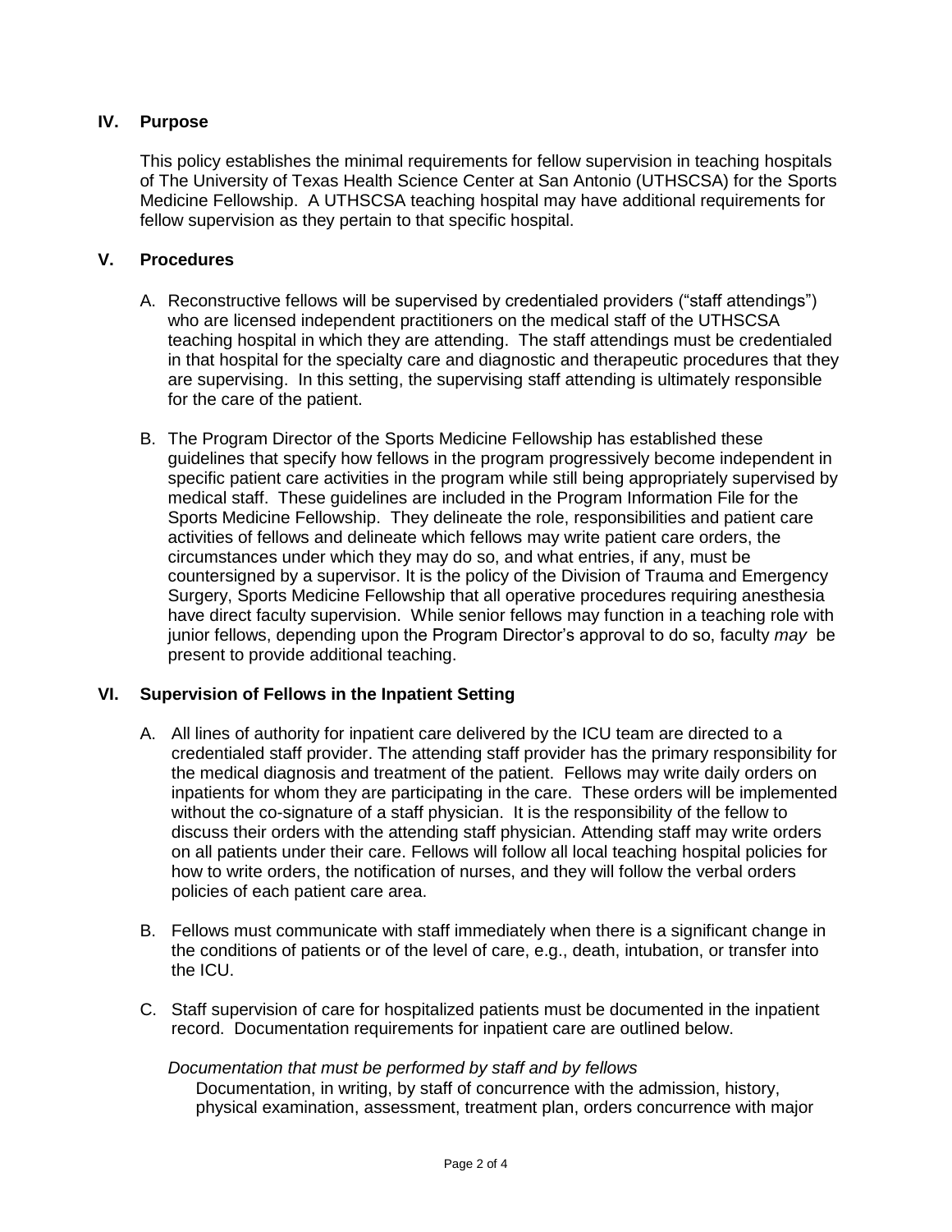## IV. Purpose

This policy establishes the minimal requirements for fellow supervision in teaching hospitals of The University of Texas Health Science Center at San Antonio (UTHSCSA) for the Sports Medicine Fellowship. A UTHSCSA teaching hospital may have additional requirements for fellow supervision as they pertain to that specific hospital.

## V. Procedures

A. Reconstructive fellows will be supervised by credentialed providers ("staff attendings") who are licensed independent practitioners on the medical staff of the UTHSCSA teaching hospital in which they are attending. The staff attendings must be credentialed in that hospital for the specialty care and diagnostic and therapeutic procedures that they are supervising. In this setting, the supervising staff attending is ultimately responsible for the care of the patient.

B. The Program Director of the Sports Medicine Fellowship has established these guidelines that specify how fellows in the program progressively become independent in specific patient care activities in the program while still being appropriately supervised by medical staff. These guidelines are included in the Program Information File for the Sports Medicine Fellowship. They delineate the role, responsibilities and patient care activities of fellows and delineate which fellows may write patient care orders, the circumstances under which they may do so, and what entries, if any, must be countersigned by a supervisor. It is the policy of the Division of Trauma and Emergency Surgery, Sports Medicine Fellowship that all operative procedures requiring anesthesia have direct faculty supervision. While senior fellows may function in a teaching role with junior fellows, depending upon the Program Director's approval to do so, faculty *may* be present to provide additional teaching.

## VI. Supervision of Fellows in the Inpatient Setting

A. All lines of authority for inpatient care delivered by the ICU team are directed to a credentialed staff provider. The attending staff provider has the primary responsibility for the medical diagnosis and treatment of the patient. Fellows may write daily orders on inpatients for whom they are participating in the care. These orders will be implemented without the co-signature of a staff physician. It is the responsibility of the fellow to discuss their orders with the attending staff physician. Attending staff may write orders on all patients under their care. Fellows will follow all local teaching hospital policies for how to write orders, the notification of nurses, and they will follow the verbal orders policies of each patient care area.

B. Fellows must communicate with staff immediately when there is a significant change in the conditions of patients or of the level of care, e.g., death, intubation, or transfer into the ICU.

C. Staff supervision of care for hospitalized patients must be documented in the inpatient record. Documentation requirements for inpatient care are outlined below.

*Documentation that must be performed by staff and by fellows*

Documentation, in writing, by staff of concurrence with the admission, history, physical examination, assessment, treatment plan, orders concurrence with major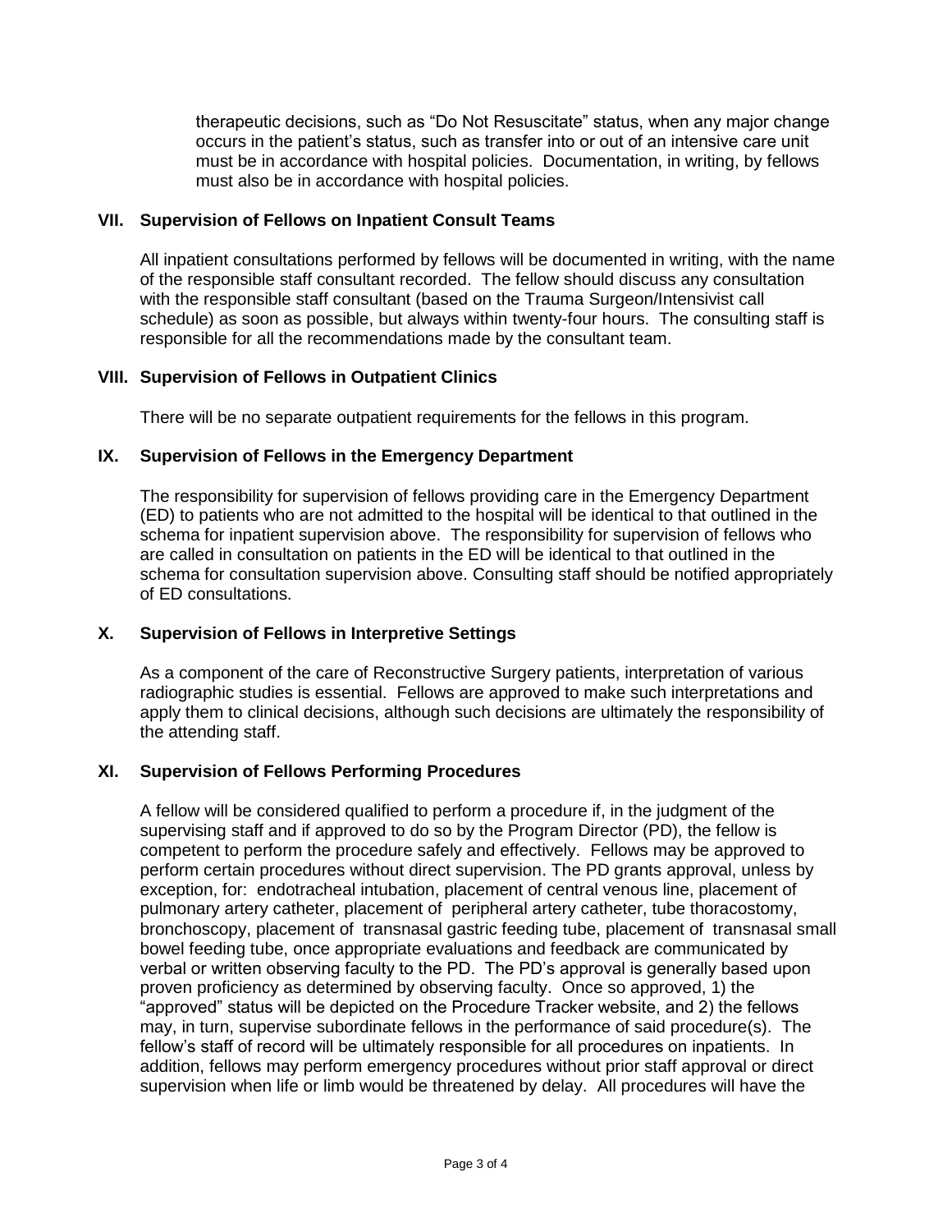therapeutic decisions, such as "Do Not Resuscitate" status, when any major change occurs in the patient's status, such as transfer into or out of an intensive care unit must be in accordance with hospital policies. Documentation, in writing, by fellows must also be in accordance with hospital policies.

## VII. Supervision of Fellows on Inpatient Consult Teams

All inpatient consultations performed by fellows will be documented in writing, with the name of the responsible staff consultant recorded. The fellow should discuss any consultation with the responsible staff consultant (based on the Trauma Surgeon/Intensivist call schedule) as soon as possible, but always within twenty-four hours. The consulting staff is responsible for all the recommendations made by the consultant team.

## VIII. Supervision of Fellows in Outpatient Clinics

There will be no separate outpatient requirements for the fellows in this program.

## IX. Supervision of Fellows in the Emergency Department

The responsibility for supervision of fellows providing care in the Emergency Department (ED) to patients who are not admitted to the hospital will be identical to that outlined in the schema for inpatient supervision above. The responsibility for supervision of fellows who are called in consultation on patients in the ED will be identical to that outlined in the schema for consultation supervision above. Consulting staff should be notified appropriately of ED consultations.

## X. Supervision of Fellows in Interpretive Settings

As a component of the care of Reconstructive Surgery patients, interpretation of various radiographic studies is essential. Fellows are approved to make such interpretations and apply them to clinical decisions, although such decisions are ultimately the responsibility of the attending staff.

## XI. Supervision of Fellows Performing Procedures

A fellow will be considered qualified to perform a procedure if, in the judgment of the supervising staff and if approved to do so by the Program Director (PD), the fellow is competent to perform the procedure safely and effectively. Fellows may be approved to perform certain procedures without direct supervision. The PD grants approval, unless by exception, for: endotracheal intubation, placement of central venous line, placement of pulmonary artery catheter, placement of peripheral artery catheter, tube thoracostomy, bronchoscopy, placement of transnasal gastric feeding tube, placement of transnasal small bowel feeding tube, once appropriate evaluations and feedback are communicated by verbal or written observing faculty to the PD. The PD's approval is generally based upon proven proficiency as determined by observing faculty. Once so approved, 1) the "approved" status will be depicted on the Procedure Tracker website, and 2) the fellows may, in turn, supervise subordinate fellows in the performance of said procedure(s). The fellow's staff of record will be ultimately responsible for all procedures on inpatients. In addition, fellows may perform emergency procedures without prior staff approval or direct supervision when life or limb would be threatened by delay. All procedures will have the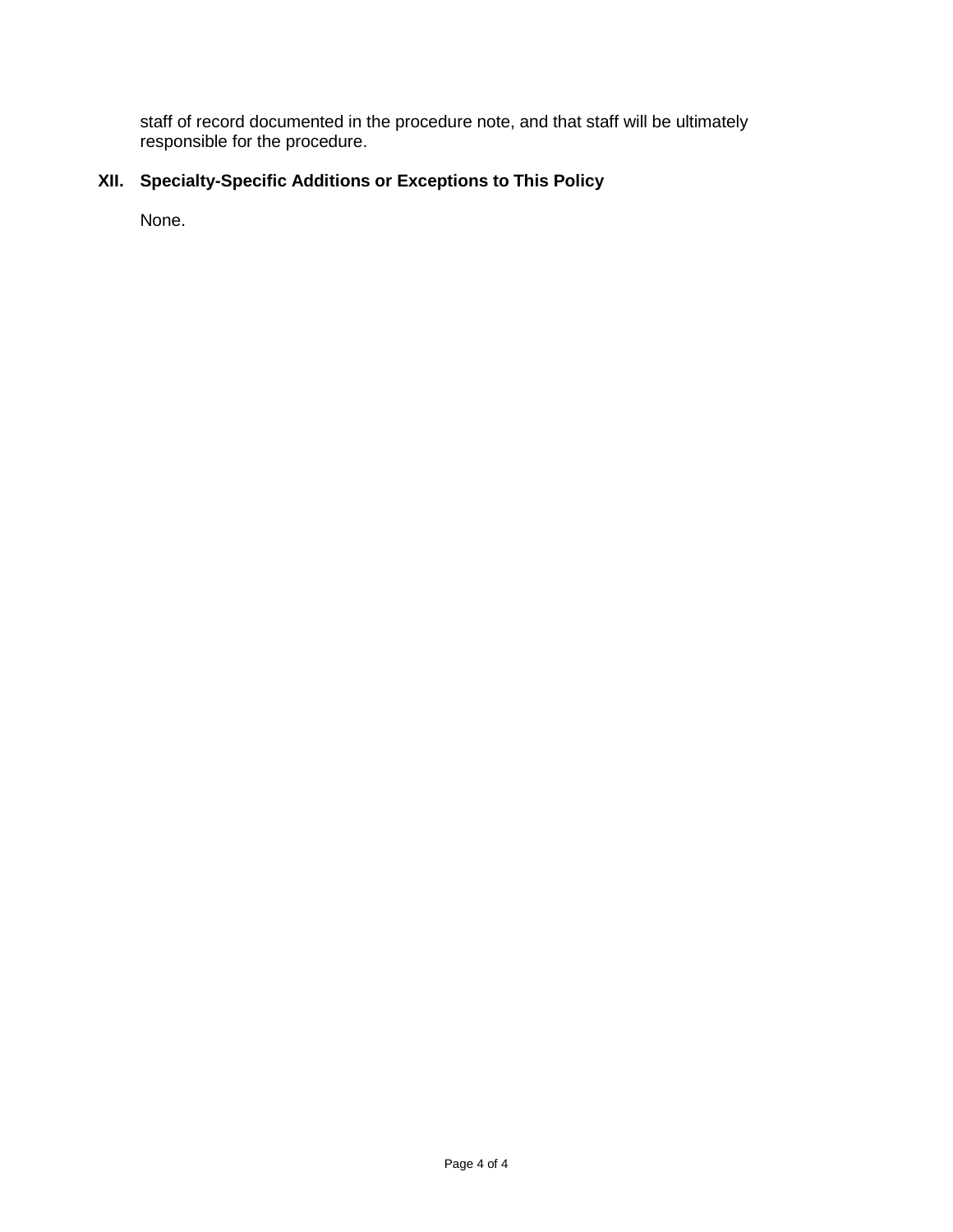staff of record documented in the procedure note, and that staff will be ultimately responsible for the procedure.

## XII. Specialty-Specific Additions or Exceptions to This Policy

None.